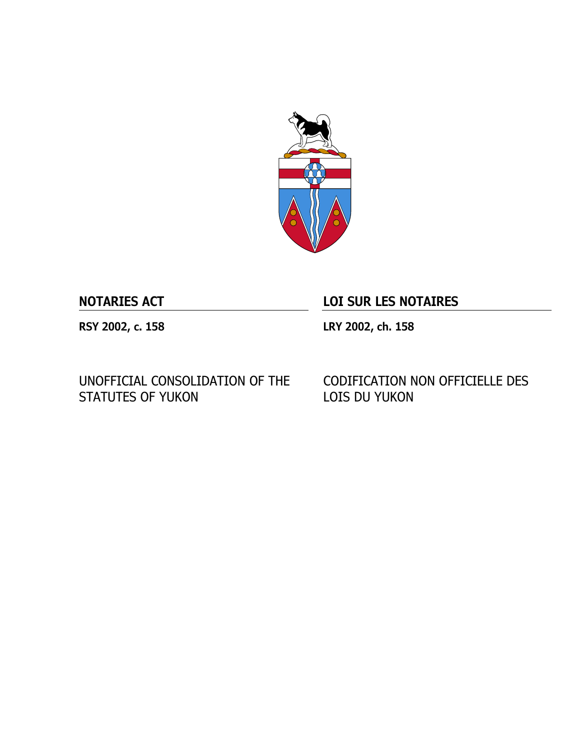## NOTARIES ACT

**RSY 2002, c. 158**

UNOFFICIAL CONSOLIDATION OF THE STATUTES OF YUKON

## LOI SUR LES NOTAIRES

**LRY 2002, ch. 158**

CODIFICATION NON OFFICIELLE DES LOIS DU YUKON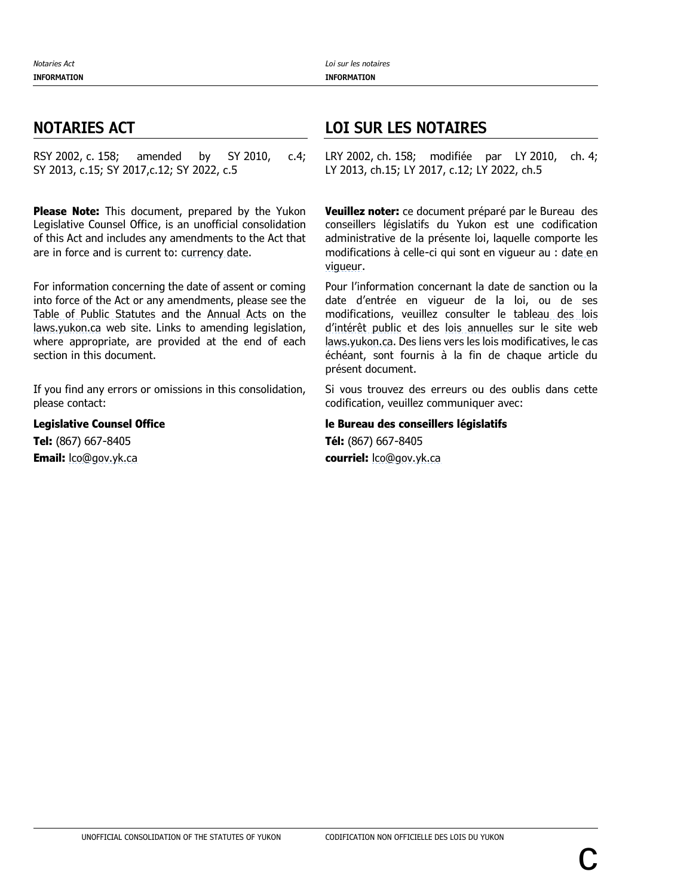## NOTARIES ACT

RSY 2002, c. 158; amended by SY 2010, c.4; SY 2013, c.15; SY 2017,c.12; SY 2022, c.5

**Please Note:** This document, prepared by the Yukon Legislative Counsel Office, is an unofficial consolidation of this Act and includes any amendments to the Act that are in force and is current to: currency date.

For information concerning the date of assent or coming into force of the Act or any amendments, please see the Table of Public Statutes and the Annual Acts on the laws.yukon.ca web site. Links to amending legislation, where appropriate, are provided at the end of each section in this document.

If you find any errors or omissions in this consolidation, please contact:

**Legislative Counsel Office**

**Tel:** (867) 667-8405

**Email:** lco@gov.yk.ca

## LOI SUR LES NOTAIRES

LRY 2002, ch. 158; modifiée par LY 2010, ch. 4; LY 2013, ch.15; LY 2017, c.12; LY 2022, ch.5

**Veuillez noter:** ce document préparé par le Bureau des conseillers législatifs du Yukon est une codification administrative de la présente loi, laquelle comporte les modifications à celle-ci qui sont en vigueur au : date en vigueur.

Pour l'information concernant la date de sanction ou la date d'entrée en vigueur de la loi, ou de ses modifications, veuillez consulter le tableau des lois d'intérêt public et des lois annuelles sur le site web laws.yukon.ca. Des liens vers les lois modificatives, le cas échéant, sont fournis à la fin de chaque article du présent document.

Si vous trouvez des erreurs ou des oublis dans cette codification, veuillez communiquer avec:

**le Bureau des conseillers législatifs**

**Tél:** (867) 667-8405

**courriel:** lco@gov.yk.ca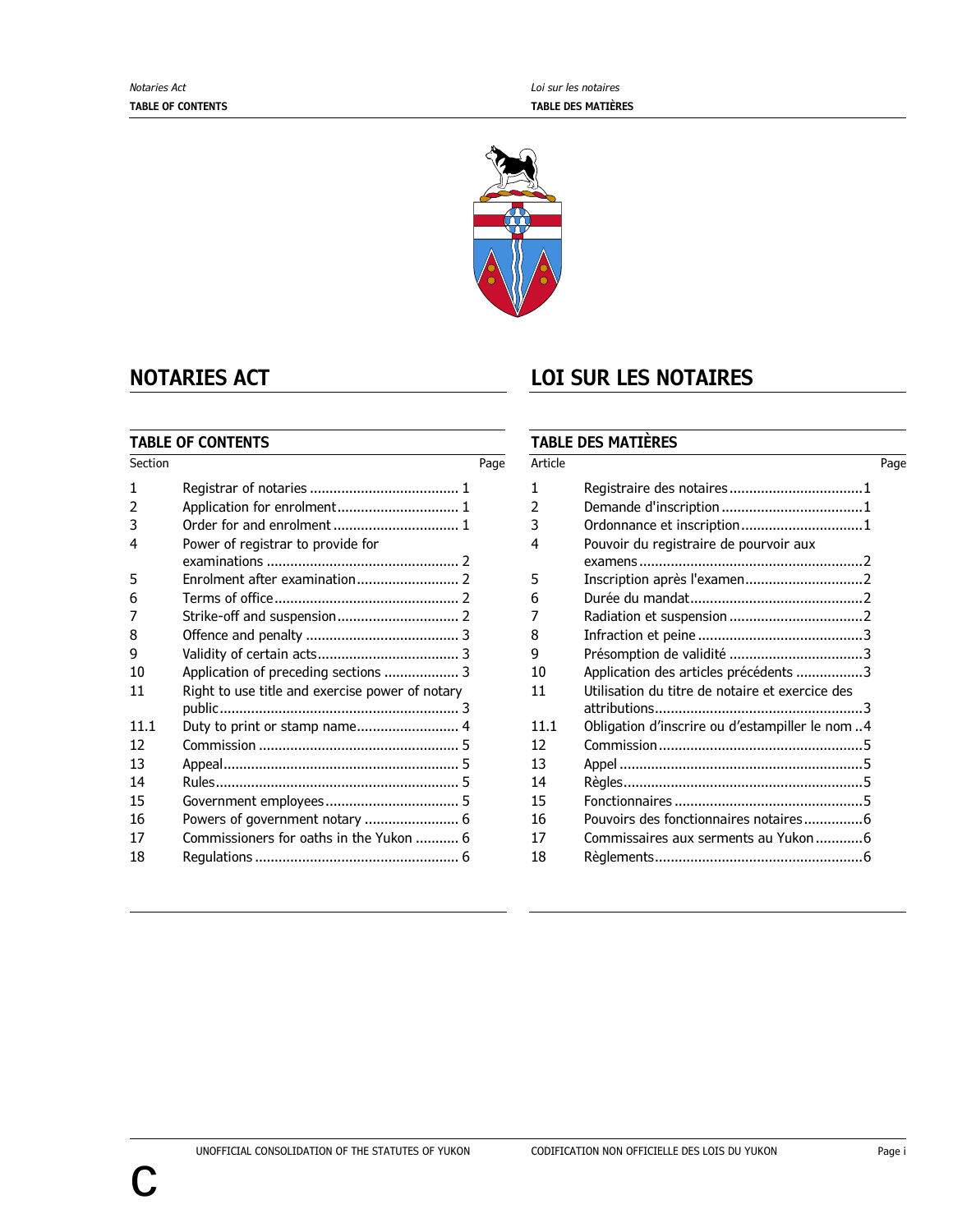# NOTARIES ACT

## TABLE OF CONTENTS

| Section | | Page |
|---|---|---|
| 1 | Registrar of notaries | 1 |
| 2 | Application for enrolment | 1 |
| 3 | Order for and enrolment | 1 |
| 4 | Power of registrar to provide for examinations | 2 |
| 5 | Enrolment after examination | 2 |
| 6 | Terms of office | 2 |
| 7 | Strike-off and suspension | 2 |
| 8 | Offence and penalty | 3 |
| 9 | Validity of certain acts | 3 |
| 10 | Application of preceding sections | 3 |
| 11 | Right to use title and exercise power of notary public | 3 |
| 11.1 | Duty to print or stamp name | 4 |
| 12 | Commission | 5 |
| 13 | Appeal | 5 |
| 14 | Rules | 5 |
| 15 | Government employees | 5 |
| 16 | Powers of government notary | 6 |
| 17 | Commissioners for oaths in the Yukon | 6 |
| 18 | Regulations | 6 |

# LOI SUR LES NOTAIRES

## TABLE DES MATIÈRES

| Article | | Page |
|---|---|---|
| 1 | Registraire des notaires | 1 |
| 2 | Demande d'inscription | 1 |
| 3 | Ordonnance et inscription | 1 |
| 4 | Pouvoir du registraire de pourvoir aux examens | 2 |
| 5 | Inscription après l'examen | 2 |
| 6 | Durée du mandat | 2 |
| 7 | Radiation et suspension | 2 |
| 8 | Infraction et peine | 3 |
| 9 | Présomption de validité | 3 |
| 10 | Application des articles précédents | 3 |
| 11 | Utilisation du titre de notaire et exercice des attributions | 3 |
| 11.1 | Obligation d'inscrire ou d'estampiller le nom | 4 |
| 12 | Commission | 5 |
| 13 | Appel | 5 |
| 14 | Règles | 5 |
| 15 | Fonctionnaires | 5 |
| 16 | Pouvoirs des fonctionnaires notaires | 6 |
| 17 | Commissaires aux serments au Yukon | 6 |
| 18 | Règlements | 6 |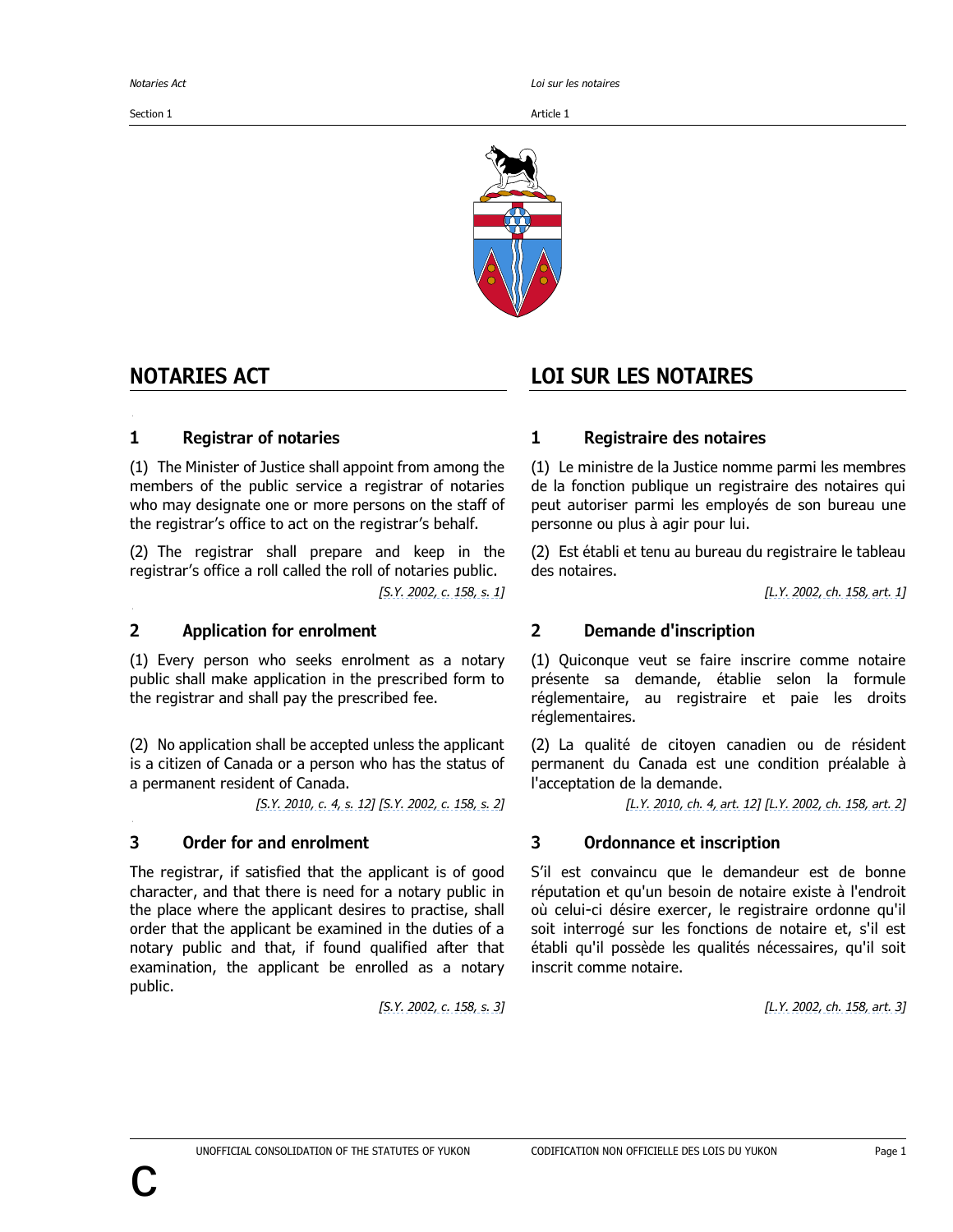# NOTARIES ACT

## 1 Registrar of notaries

(1) The Minister of Justice shall appoint from among the members of the public service a registrar of notaries who may designate one or more persons on the staff of the registrar's office to act on the registrar's behalf.

(2) The registrar shall prepare and keep in the registrar's office a roll called the roll of notaries public.

*[S.Y. 2002, c. 158, s. 1]*

## 2 Application for enrolment

(1) Every person who seeks enrolment as a notary public shall make application in the prescribed form to the registrar and shall pay the prescribed fee.

(2) No application shall be accepted unless the applicant is a citizen of Canada or a person who has the status of a permanent resident of Canada.

*[S.Y. 2010, c. 4, s. 12] [S.Y. 2002, c. 158, s. 2]*

## 3 Order for and enrolment

The registrar, if satisfied that the applicant is of good character, and that there is need for a notary public in the place where the applicant desires to practise, shall order that the applicant be examined in the duties of a notary public and that, if found qualified after that examination, the applicant be enrolled as a notary public.

*[S.Y. 2002, c. 158, s. 3]*

# LOI SUR LES NOTAIRES

## 1 Registraire des notaires

(1) Le ministre de la Justice nomme parmi les membres de la fonction publique un registraire des notaires qui peut autoriser parmi les employés de son bureau une personne ou plus à agir pour lui.

(2) Est établi et tenu au bureau du registraire le tableau des notaires.

*[L.Y. 2002, ch. 158, art. 1]*

## 2 Demande d'inscription

(1) Quiconque veut se faire inscrire comme notaire présente sa demande, établie selon la formule réglementaire, au registraire et paie les droits réglementaires.

(2) La qualité de citoyen canadien ou de résident permanent du Canada est une condition préalable à l'acceptation de la demande.

*[L.Y. 2010, ch. 4, art. 12] [L.Y. 2002, ch. 158, art. 2]*

## 3 Ordonnance et inscription

S'il est convaincu que le demandeur est de bonne réputation et qu'un besoin de notaire existe à l'endroit où celui-ci désire exercer, le registraire ordonne qu'il soit interrogé sur les fonctions de notaire et, s'il est établi qu'il possède les qualités nécessaires, qu'il soit inscrit comme notaire.

*[L.Y. 2002, ch. 158, art. 3]*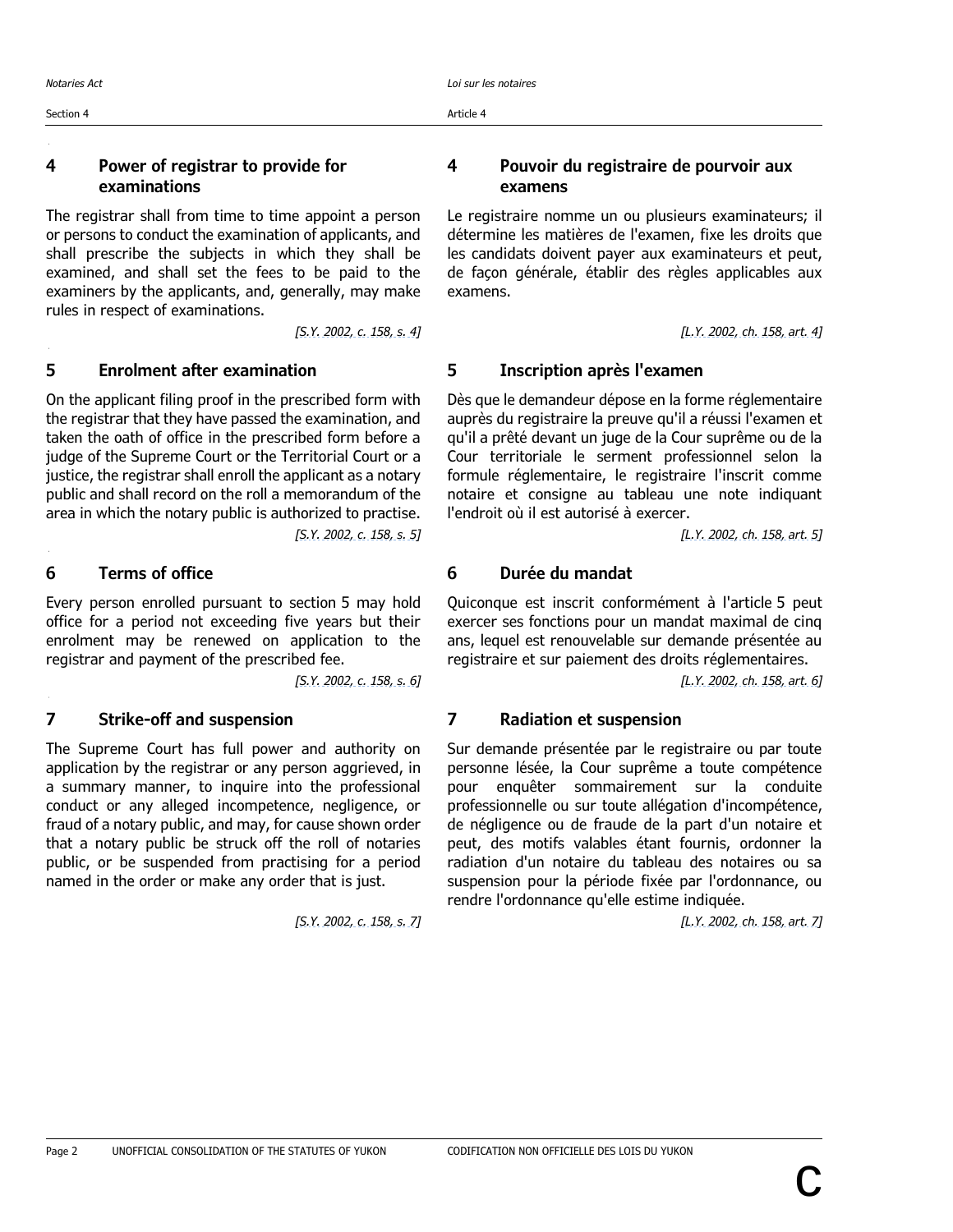## 4 Power of registrar to provide for examinations

The registrar shall from time to time appoint a person or persons to conduct the examination of applicants, and shall prescribe the subjects in which they shall be examined, and shall set the fees to be paid to the examiners by the applicants, and, generally, may make rules in respect of examinations.

[S.Y. 2002, c. 158, s. 4]

## 5 Enrolment after examination

On the applicant filing proof in the prescribed form with the registrar that they have passed the examination, and taken the oath of office in the prescribed form before a judge of the Supreme Court or the Territorial Court or a justice, the registrar shall enroll the applicant as a notary public and shall record on the roll a memorandum of the area in which the notary public is authorized to practise.

[S.Y. 2002, c. 158, s. 5]

## 6 Terms of office

Every person enrolled pursuant to section 5 may hold office for a period not exceeding five years but their enrolment may be renewed on application to the registrar and payment of the prescribed fee.

[S.Y. 2002, c. 158, s. 6]

## 7 Strike-off and suspension

The Supreme Court has full power and authority on application by the registrar or any person aggrieved, in a summary manner, to inquire into the professional conduct or any alleged incompetence, negligence, or fraud of a notary public, and may, for cause shown order that a notary public be struck off the roll of notaries public, or be suspended from practising for a period named in the order or make any order that is just.

[S.Y. 2002, c. 158, s. 7]

## 4 Pouvoir du registraire de pourvoir aux examens

Le registraire nomme un ou plusieurs examinateurs; il détermine les matières de l'examen, fixe les droits que les candidats doivent payer aux examinateurs et peut, de façon générale, établir des règles applicables aux examens.

[L.Y. 2002, ch. 158, art. 4]

## 5 Inscription après l'examen

Dès que le demandeur dépose en la forme réglementaire auprès du registraire la preuve qu'il a réussi l'examen et qu'il a prêté devant un juge de la Cour suprême ou de la Cour territoriale le serment professionnel selon la formule réglementaire, le registraire l'inscrit comme notaire et consigne au tableau une note indiquant l'endroit où il est autorisé à exercer.

[L.Y. 2002, ch. 158, art. 5]

## 6 Durée du mandat

Quiconque est inscrit conformément à l'article 5 peut exercer ses fonctions pour un mandat maximal de cinq ans, lequel est renouvelable sur demande présentée au registraire et sur paiement des droits réglementaires.

[L.Y. 2002, ch. 158, art. 6]

## 7 Radiation et suspension

Sur demande présentée par le registraire ou par toute personne lésée, la Cour suprême a toute compétence pour enquêter sommairement sur la conduite professionnelle ou sur toute allégation d'incompétence, de négligence ou de fraude de la part d'un notaire et peut, des motifs valables étant fournis, ordonner la radiation d'un notaire du tableau des notaires ou sa suspension pour la période fixée par l'ordonnance, ou rendre l'ordonnance qu'elle estime indiquée.

[L.Y. 2002, ch. 158, art. 7]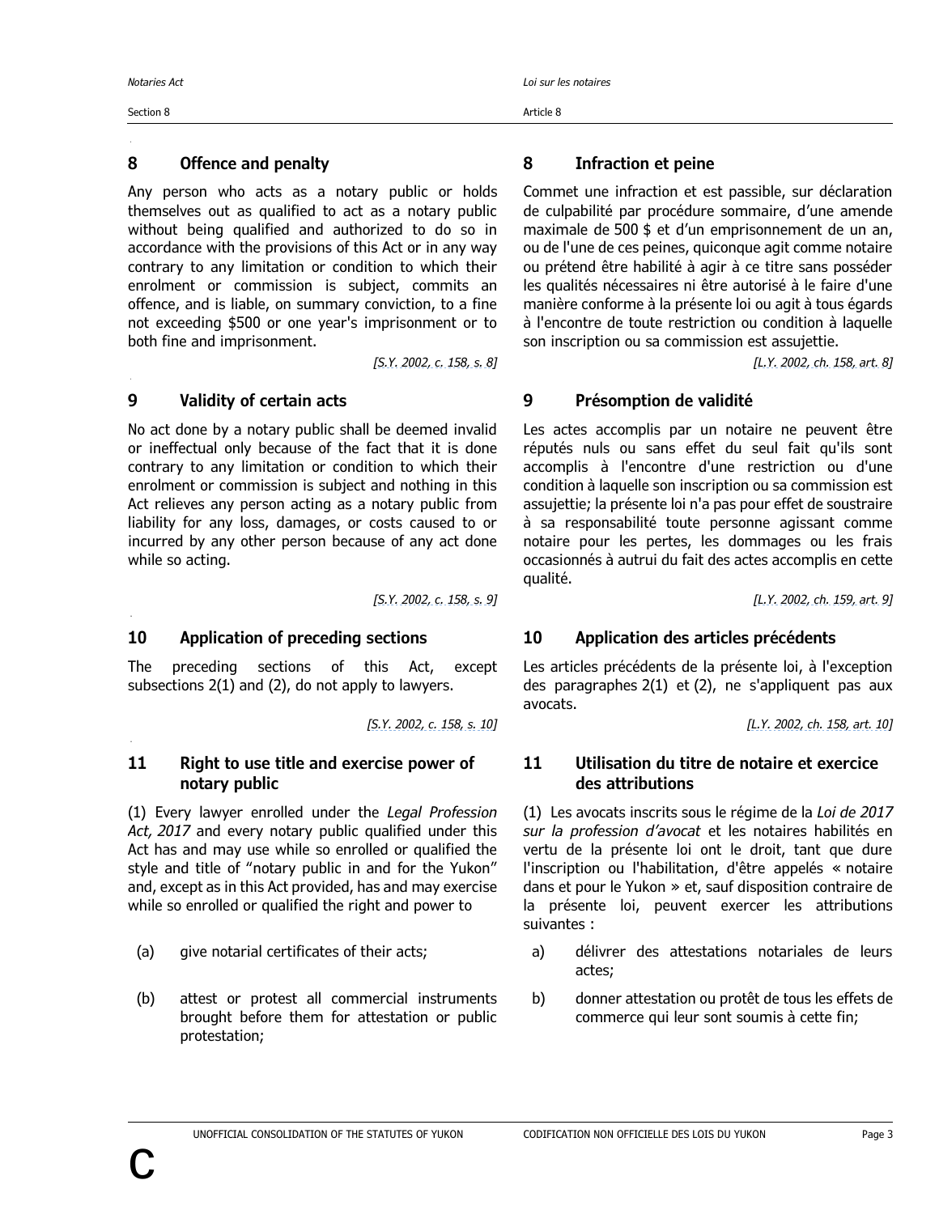## 8 Offence and penalty

Any person who acts as a notary public or holds themselves out as qualified to act as a notary public without being qualified and authorized to do so in accordance with the provisions of this Act or in any way contrary to any limitation or condition to which their enrolment or commission is subject, commits an offence, and is liable, on summary conviction, to a fine not exceeding $500 or one year's imprisonment or to both fine and imprisonment.

*[S.Y. 2002, c. 158, s. 8]*

## 9 Validity of certain acts

No act done by a notary public shall be deemed invalid or ineffectual only because of the fact that it is done contrary to any limitation or condition to which their enrolment or commission is subject and nothing in this Act relieves any person acting as a notary public from liability for any loss, damages, or costs caused to or incurred by any other person because of any act done while so acting.

*[S.Y. 2002, c. 158, s. 9]*

## 10 Application of preceding sections

The preceding sections of this Act, except subsections 2(1) and (2), do not apply to lawyers.

*[S.Y. 2002, c. 158, s. 10]*

## 11 Right to use title and exercise power of notary public

(1) Every lawyer enrolled under the *Legal Profession Act, 2017* and every notary public qualified under this Act has and may use while so enrolled or qualified the style and title of "notary public in and for the Yukon" and, except as in this Act provided, has and may exercise while so enrolled or qualified the right and power to

(a) give notarial certificates of their acts;

(b) attest or protest all commercial instruments brought before them for attestation or public protestation;

## 8 Infraction et peine

Commet une infraction et est passible, sur déclaration de culpabilité par procédure sommaire, d'une amende maximale de 500 $ et d'un emprisonnement de un an, ou de l'une de ces peines, quiconque agit comme notaire ou prétend être habilité à agir à ce titre sans posséder les qualités nécessaires ni être autorisé à le faire d'une manière conforme à la présente loi ou agit à tous égards à l'encontre de toute restriction ou condition à laquelle son inscription ou sa commission est assujettie.

*[L.Y. 2002, ch. 158, art. 8]*

## 9 Présomption de validité

Les actes accomplis par un notaire ne peuvent être réputés nuls ou sans effet du seul fait qu'ils sont accomplis à l'encontre d'une restriction ou d'une condition à laquelle son inscription ou sa commission est assujettie; la présente loi n'a pas pour effet de soustraire à sa responsabilité toute personne agissant comme notaire pour les pertes, les dommages ou les frais occasionnés à autrui du fait des actes accomplis en cette qualité.

*[L.Y. 2002, ch. 159, art. 9]*

## 10 Application des articles précédents

Les articles précédents de la présente loi, à l'exception des paragraphes 2(1) et (2), ne s'appliquent pas aux avocats.

*[L.Y. 2002, ch. 158, art. 10]*

## 11 Utilisation du titre de notaire et exercice des attributions

(1) Les avocats inscrits sous le régime de la *Loi de 2017 sur la profession d'avocat* et les notaires habilités en vertu de la présente loi ont le droit, tant que dure l'inscription ou l'habilitation, d'être appelés « notaire dans et pour le Yukon » et, sauf disposition contraire de la présente loi, peuvent exercer les attributions suivantes :

a) délivrer des attestations notariales de leurs actes;

b) donner attestation ou protêt de tous les effets de commerce qui leur sont soumis à cette fin;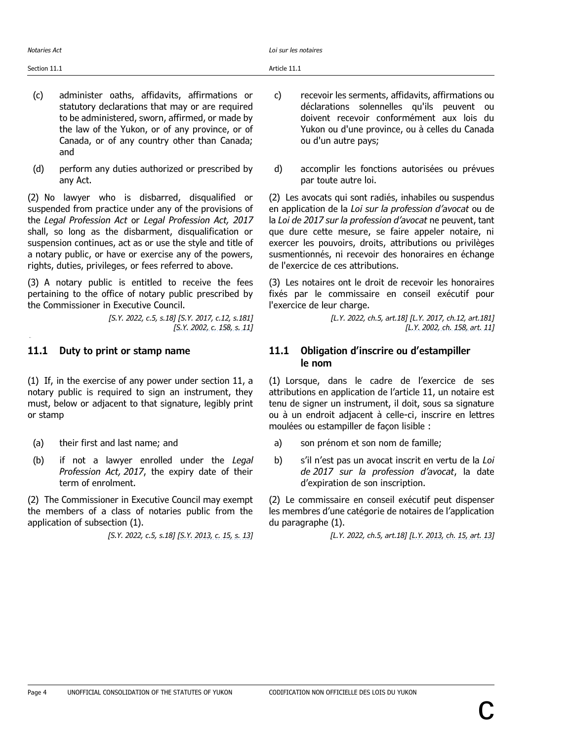(c) administer oaths, affidavits, affirmations or statutory declarations that may or are required to be administered, sworn, affirmed, or made by the law of the Yukon, or of any province, or of Canada, or of any country other than Canada; and

(d) perform any duties authorized or prescribed by any Act.

(2) No lawyer who is disbarred, disqualified or suspended from practice under any of the provisions of the *Legal Profession Act* or *Legal Profession Act, 2017* shall, so long as the disbarment, disqualification or suspension continues, act as or use the style and title of a notary public, or have or exercise any of the powers, rights, duties, privileges, or fees referred to above.

(3) A notary public is entitled to receive the fees pertaining to the office of notary public prescribed by the Commissioner in Executive Council.

*[S.Y. 2022, c.5, s.18] [S.Y. 2017, c.12, s.181] [S.Y. 2002, c. 158, s. 11]*

c) recevoir les serments, affidavits, affirmations ou déclarations solennelles qu'ils peuvent ou doivent recevoir conformément aux lois du Yukon ou d'une province, ou à celles du Canada ou d'un autre pays;

d) accomplir les fonctions autorisées ou prévues par toute autre loi.

(2) Les avocats qui sont radiés, inhabiles ou suspendus en application de la *Loi sur la profession d'avocat* ou de la *Loi de 2017 sur la profession d'avocat* ne peuvent, tant que dure cette mesure, se faire appeler notaire, ni exercer les pouvoirs, droits, attributions ou privilèges susmentionnés, ni recevoir des honoraires en échange de l'exercice de ces attributions.

(3) Les notaires ont le droit de recevoir les honoraires fixés par le commissaire en conseil exécutif pour l'exercice de leur charge.

*[L.Y. 2022, ch.5, art.18] [L.Y. 2017, ch.12, art.181] [L.Y. 2002, ch. 158, art. 11]*

## 11.1 Duty to print or stamp name

(1) If, in the exercise of any power under section 11, a notary public is required to sign an instrument, they must, below or adjacent to that signature, legibly print or stamp

(a) their first and last name; and

(b) if not a lawyer enrolled under the *Legal Profession Act, 2017*, the expiry date of their term of enrolment.

(2) The Commissioner in Executive Council may exempt the members of a class of notaries public from the application of subsection (1).

*[S.Y. 2022, c.5, s.18] [S.Y. 2013, c. 15, s. 13]*

## 11.1 Obligation d'inscrire ou d'estampiller le nom

(1) Lorsque, dans le cadre de l'exercice de ses attributions en application de l'article 11, un notaire est tenu de signer un instrument, il doit, sous sa signature ou à un endroit adjacent à celle-ci, inscrire en lettres moulées ou estampiller de façon lisible :

a) son prénom et son nom de famille;

b) s'il n'est pas un avocat inscrit en vertu de la *Loi de 2017 sur la profession d'avocat*, la date d'expiration de son inscription.

(2) Le commissaire en conseil exécutif peut dispenser les membres d'une catégorie de notaires de l'application du paragraphe (1).

*[L.Y. 2022, ch.5, art.18] [L.Y. 2013, ch. 15, art. 13]*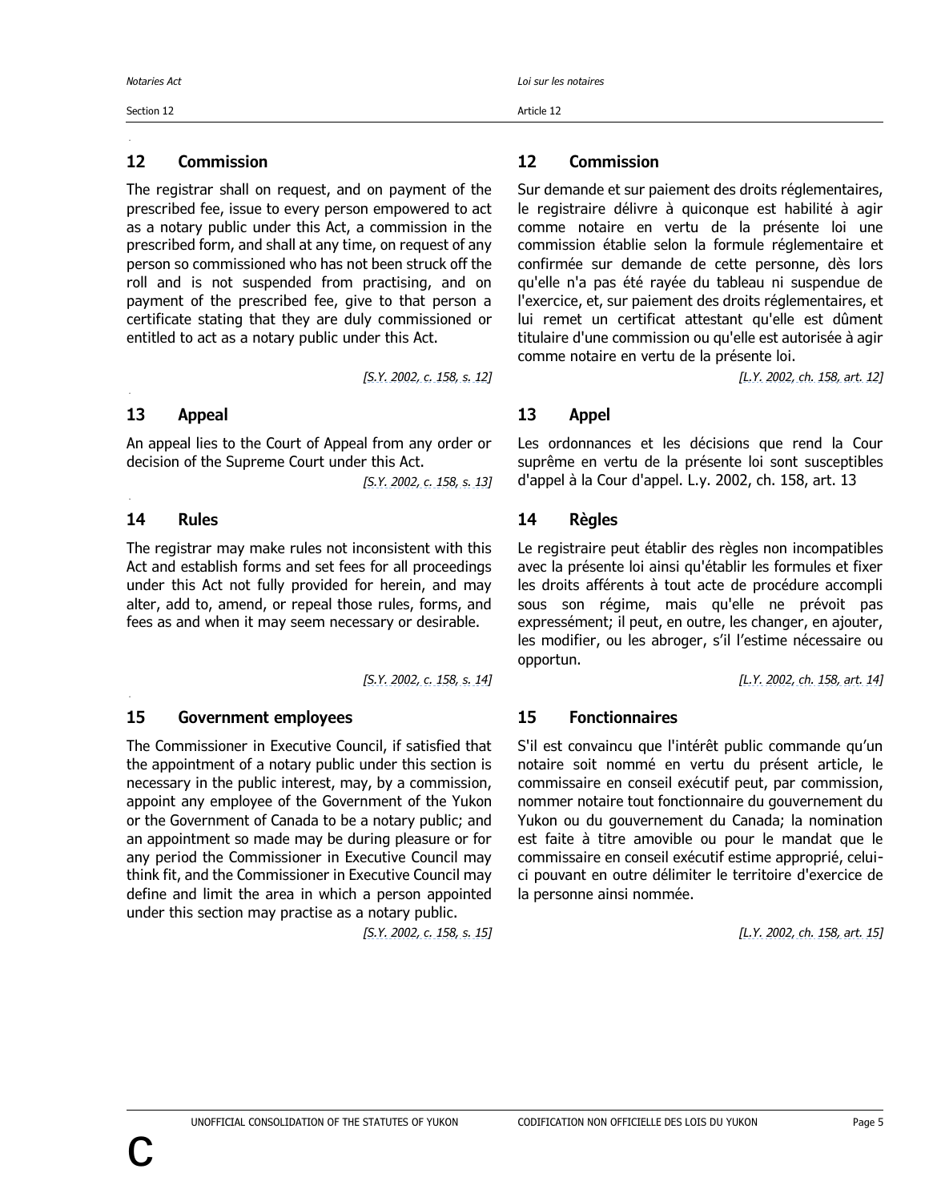## 12 Commission

The registrar shall on request, and on payment of the prescribed fee, issue to every person empowered to act as a notary public under this Act, a commission in the prescribed form, and shall at any time, on request of any person so commissioned who has not been struck off the roll and is not suspended from practising, and on payment of the prescribed fee, give to that person a certificate stating that they are duly commissioned or entitled to act as a notary public under this Act.

*[S.Y. 2002, c. 158, s. 12]*

## 13 Appeal

An appeal lies to the Court of Appeal from any order or decision of the Supreme Court under this Act.

*[S.Y. 2002, c. 158, s. 13]*

## 14 Rules

The registrar may make rules not inconsistent with this Act and establish forms and set fees for all proceedings under this Act not fully provided for herein, and may alter, add to, amend, or repeal those rules, forms, and fees as and when it may seem necessary or desirable.

*[S.Y. 2002, c. 158, s. 14]*

## 15 Government employees

The Commissioner in Executive Council, if satisfied that the appointment of a notary public under this section is necessary in the public interest, may, by a commission, appoint any employee of the Government of the Yukon or the Government of Canada to be a notary public; and an appointment so made may be during pleasure or for any period the Commissioner in Executive Council may think fit, and the Commissioner in Executive Council may define and limit the area in which a person appointed under this section may practise as a notary public.

*[S.Y. 2002, c. 158, s. 15]*

## 12 Commission

Sur demande et sur paiement des droits réglementaires, le registraire délivre à quiconque est habilité à agir comme notaire en vertu de la présente loi une commission établie selon la formule réglementaire et confirmée sur demande de cette personne, dès lors qu'elle n'a pas été rayée du tableau ni suspendue de l'exercice, et, sur paiement des droits réglementaires, et lui remet un certificat attestant qu'elle est dûment titulaire d'une commission ou qu'elle est autorisée à agir comme notaire en vertu de la présente loi.

*[L.Y. 2002, ch. 158, art. 12]*

## 13 Appel

Les ordonnances et les décisions que rend la Cour suprême en vertu de la présente loi sont susceptibles d'appel à la Cour d'appel. L.y. 2002, ch. 158, art. 13

## 14 Règles

Le registraire peut établir des règles non incompatibles avec la présente loi ainsi qu'établir les formules et fixer les droits afférents à tout acte de procédure accompli sous son régime, mais qu'elle ne prévoit pas expressément; il peut, en outre, les changer, en ajouter, les modifier, ou les abroger, s'il l'estime nécessaire ou opportun.

*[L.Y. 2002, ch. 158, art. 14]*

## 15 Fonctionnaires

S'il est convaincu que l'intérêt public commande qu'un notaire soit nommé en vertu du présent article, le commissaire en conseil exécutif peut, par commission, nommer notaire tout fonctionnaire du gouvernement du Yukon ou du gouvernement du Canada; la nomination est faite à titre amovible ou pour le mandat que le commissaire en conseil exécutif estime approprié, celui-ci pouvant en outre délimiter le territoire d'exercice de la personne ainsi nommée.

*[L.Y. 2002, ch. 158, art. 15]*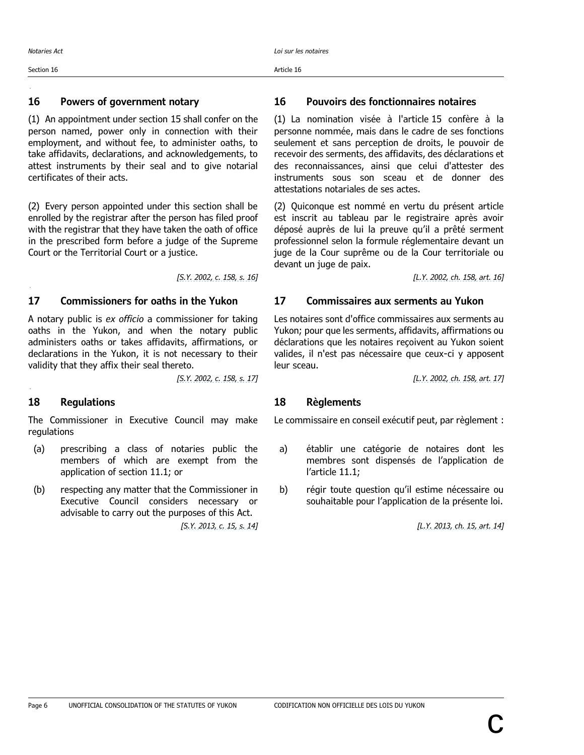## 16 Powers of government notary

(1) An appointment under section 15 shall confer on the person named, power only in connection with their employment, and without fee, to administer oaths, to take affidavits, declarations, and acknowledgements, to attest instruments by their seal and to give notarial certificates of their acts.

(2) Every person appointed under this section shall be enrolled by the registrar after the person has filed proof with the registrar that they have taken the oath of office in the prescribed form before a judge of the Supreme Court or the Territorial Court or a justice.

[S.Y. 2002, c. 158, s. 16]

## 16 Pouvoirs des fonctionnaires notaires

(1) La nomination visée à l'article 15 confère à la personne nommée, mais dans le cadre de ses fonctions seulement et sans perception de droits, le pouvoir de recevoir des serments, des affidavits, des déclarations et des reconnaissances, ainsi que celui d'attester des instruments sous son sceau et de donner des attestations notariales de ses actes.

(2) Quiconque est nommé en vertu du présent article est inscrit au tableau par le registraire après avoir déposé auprès de lui la preuve qu'il a prêté serment professionnel selon la formule réglementaire devant un juge de la Cour suprême ou de la Cour territoriale ou devant un juge de paix.

[L.Y. 2002, ch. 158, art. 16]

## 17 Commissioners for oaths in the Yukon

A notary public is *ex officio* a commissioner for taking oaths in the Yukon, and when the notary public administers oaths or takes affidavits, affirmations, or declarations in the Yukon, it is not necessary to their validity that they affix their seal thereto.

[S.Y. 2002, c. 158, s. 17]

## 17 Commissaires aux serments au Yukon

Les notaires sont d'office commissaires aux serments au Yukon; pour que les serments, affidavits, affirmations ou déclarations que les notaires reçoivent au Yukon soient valides, il n'est pas nécessaire que ceux-ci y apposent leur sceau.

[L.Y. 2002, ch. 158, art. 17]

## 18 Regulations

The Commissioner in Executive Council may make regulations

(a) prescribing a class of notaries public the members of which are exempt from the application of section 11.1; or

(b) respecting any matter that the Commissioner in Executive Council considers necessary or advisable to carry out the purposes of this Act.

[S.Y. 2013, c. 15, s. 14]

## 18 Règlements

Le commissaire en conseil exécutif peut, par règlement :

a) établir une catégorie de notaires dont les membres sont dispensés de l'application de l'article 11.1;

b) régir toute question qu'il estime nécessaire ou souhaitable pour l'application de la présente loi.

[L.Y. 2013, ch. 15, art. 14]